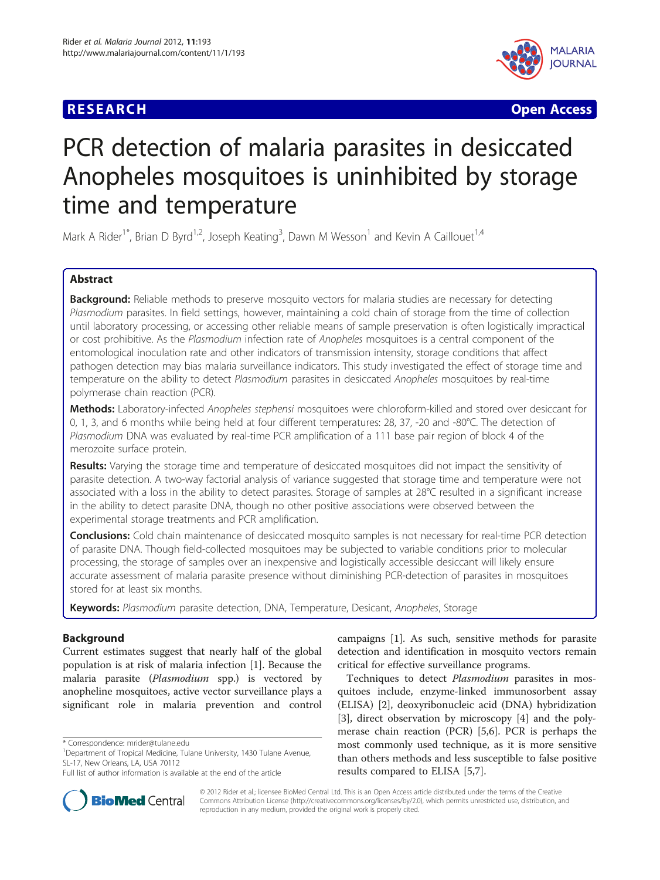**RESEARCH Open Access**

# PCR detection of malaria parasites in desiccated Anopheles mosquitoes is uninhibited by storage time and temperature

Mark A Rider[1*], Brian D Byrd[1,2], Joseph Keating[3], Dawn M Wesson[1] and Kevin A Caillouet[1,4]

## Abstract

**Background:** Reliable methods to preserve mosquito vectors for malaria studies are necessary for detecting *Plasmodium* parasites. In field settings, however, maintaining a cold chain of storage from the time of collection until laboratory processing, or accessing other reliable means of sample preservation is often logistically impractical or cost prohibitive. As the *Plasmodium* infection rate of *Anopheles* mosquitoes is a central component of the entomological inoculation rate and other indicators of transmission intensity, storage conditions that affect pathogen detection may bias malaria surveillance indicators. This study investigated the effect of storage time and temperature on the ability to detect *Plasmodium* parasites in desiccated *Anopheles* mosquitoes by real-time polymerase chain reaction (PCR).

**Methods:** Laboratory-infected *Anopheles stephensi* mosquitoes were chloroform-killed and stored over desiccant for 0, 1, 3, and 6 months while being held at four different temperatures: 28, 37, -20 and -80°C. The detection of *Plasmodium* DNA was evaluated by real-time PCR amplification of a 111 base pair region of block 4 of the merozoite surface protein.

**Results:** Varying the storage time and temperature of desiccated mosquitoes did not impact the sensitivity of parasite detection. A two-way factorial analysis of variance suggested that storage time and temperature were not associated with a loss in the ability to detect parasites. Storage of samples at 28°C resulted in a significant increase in the ability to detect parasite DNA, though no other positive associations were observed between the experimental storage treatments and PCR amplification.

**Conclusions:** Cold chain maintenance of desiccated mosquito samples is not necessary for real-time PCR detection of parasite DNA. Though field-collected mosquitoes may be subjected to variable conditions prior to molecular processing, the storage of samples over an inexpensive and logistically accessible desiccant will likely ensure accurate assessment of malaria parasite presence without diminishing PCR-detection of parasites in mosquitoes stored for at least six months.

**Keywords:** *Plasmodium* parasite detection, DNA, Temperature, Desicant, *Anopheles*, Storage

## Background

Current estimates suggest that nearly half of the global population is at risk of malaria infection [1]. Because the malaria parasite (*Plasmodium* spp.) is vectored by anopheline mosquitoes, active vector surveillance plays a significant role in malaria prevention and control campaigns [1]. As such, sensitive methods for parasite detection and identification in mosquito vectors remain critical for effective surveillance programs.

Techniques to detect *Plasmodium* parasites in mosquitoes include, enzyme-linked immunosorbent assay (ELISA) [2], deoxyribonucleic acid (DNA) hybridization [3], direct observation by microscopy [4] and the polymerase chain reaction (PCR) [5,6]. PCR is perhaps the most commonly used technique, as it is more sensitive than others methods and less susceptible to false positive results compared to ELISA [5,7].

\* Correspondence: mrider@tulane.edu

[1]Department of Tropical Medicine, Tulane University, 1430 Tulane Avenue, SL-17, New Orleans, LA, USA 70112

Full list of author information is available at the end of the article

© 2012 Rider et al.; licensee BioMed Central Ltd. This is an Open Access article distributed under the terms of the Creative Commons Attribution License (http://creativecommons.org/licenses/by/2.0), which permits unrestricted use, distribution, and reproduction in any medium, provided the original work is properly cited.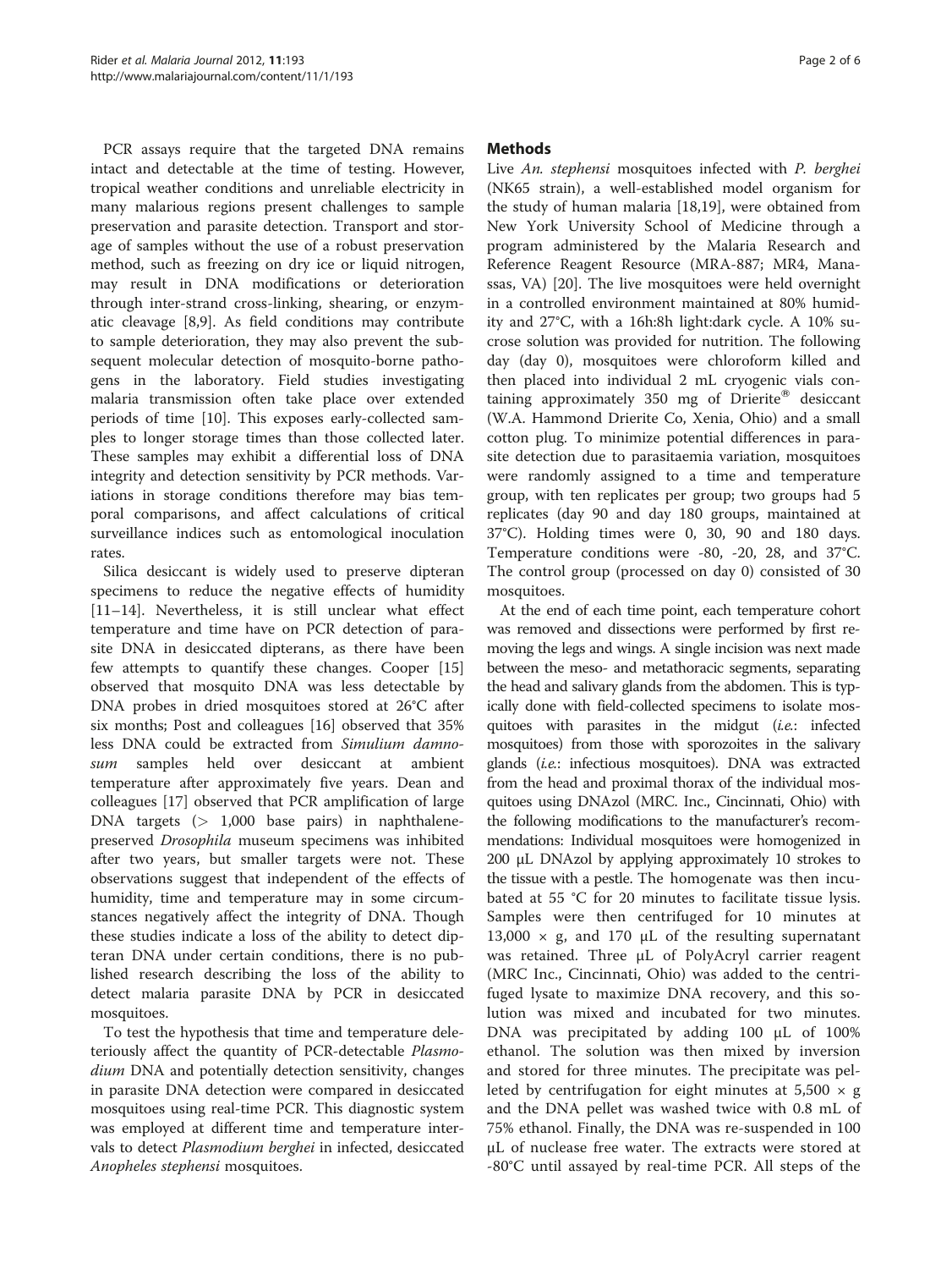PCR assays require that the targeted DNA remains intact and detectable at the time of testing. However, tropical weather conditions and unreliable electricity in many malarious regions present challenges to sample preservation and parasite detection. Transport and storage of samples without the use of a robust preservation method, such as freezing on dry ice or liquid nitrogen, may result in DNA modifications or deterioration through inter-strand cross-linking, shearing, or enzymatic cleavage [8,9]. As field conditions may contribute to sample deterioration, they may also prevent the subsequent molecular detection of mosquito-borne pathogens in the laboratory. Field studies investigating malaria transmission often take place over extended periods of time [10]. This exposes early-collected samples to longer storage times than those collected later. These samples may exhibit a differential loss of DNA integrity and detection sensitivity by PCR methods. Variations in storage conditions therefore may bias temporal comparisons, and affect calculations of critical surveillance indices such as entomological inoculation rates.

Silica desiccant is widely used to preserve dipteran specimens to reduce the negative effects of humidity [11–14]. Nevertheless, it is still unclear what effect temperature and time have on PCR detection of parasite DNA in desiccated dipterans, as there have been few attempts to quantify these changes. Cooper [15] observed that mosquito DNA was less detectable by DNA probes in dried mosquitoes stored at 26°C after six months; Post and colleagues [16] observed that 35% less DNA could be extracted from *Simulium damnosum* samples held over desiccant at ambient temperature after approximately five years. Dean and colleagues [17] observed that PCR amplification of large DNA targets (> 1,000 base pairs) in naphthalene-preserved *Drosophila* museum specimens was inhibited after two years, but smaller targets were not. These observations suggest that independent of the effects of humidity, time and temperature may in some circumstances negatively affect the integrity of DNA. Though these studies indicate a loss of the ability to detect dipteran DNA under certain conditions, there is no published research describing the loss of the ability to detect malaria parasite DNA by PCR in desiccated mosquitoes.

To test the hypothesis that time and temperature deleteriously affect the quantity of PCR-detectable *Plasmodium* DNA and potentially detection sensitivity, changes in parasite DNA detection were compared in desiccated mosquitoes using real-time PCR. This diagnostic system was employed at different time and temperature intervals to detect *Plasmodium berghei* in infected, desiccated *Anopheles stephensi* mosquitoes.

## Methods

Live *An. stephensi* mosquitoes infected with *P. berghei* (NK65 strain), a well-established model organism for the study of human malaria [18,19], were obtained from New York University School of Medicine through a program administered by the Malaria Research and Reference Reagent Resource (MRA-887; MR4, Manassas, VA) [20]. The live mosquitoes were held overnight in a controlled environment maintained at 80% humidity and 27°C, with a 16h:8h light:dark cycle. A 10% sucrose solution was provided for nutrition. The following day (day 0), mosquitoes were chloroform killed and then placed into individual 2 mL cryogenic vials containing approximately 350 mg of Drierite® desiccant (W.A. Hammond Drierite Co, Xenia, Ohio) and a small cotton plug. To minimize potential differences in parasite detection due to parasitaemia variation, mosquitoes were randomly assigned to a time and temperature group, with ten replicates per group; two groups had 5 replicates (day 90 and day 180 groups, maintained at 37°C). Holding times were 0, 30, 90 and 180 days. Temperature conditions were -80, -20, 28, and 37°C. The control group (processed on day 0) consisted of 30 mosquitoes.

At the end of each time point, each temperature cohort was removed and dissections were performed by first removing the legs and wings. A single incision was next made between the meso- and metathoracic segments, separating the head and salivary glands from the abdomen. This is typically done with field-collected specimens to isolate mosquitoes with parasites in the midgut (*i.e.*: infected mosquitoes) from those with sporozoites in the salivary glands (*i.e.*: infectious mosquitoes). DNA was extracted from the head and proximal thorax of the individual mosquitoes using DNAzol (MRC. Inc., Cincinnati, Ohio) with the following modifications to the manufacturer's recommendations: Individual mosquitoes were homogenized in 200 μL DNAzol by applying approximately 10 strokes to the tissue with a pestle. The homogenate was then incubated at 55 °C for 20 minutes to facilitate tissue lysis. Samples were then centrifuged for 10 minutes at 13,000 × g, and 170 μL of the resulting supernatant was retained. Three μL of PolyAcryl carrier reagent (MRC Inc., Cincinnati, Ohio) was added to the centrifuged lysate to maximize DNA recovery, and this solution was mixed and incubated for two minutes. DNA was precipitated by adding 100 μL of 100% ethanol. The solution was then mixed by inversion and stored for three minutes. The precipitate was pelleted by centrifugation for eight minutes at 5,500 × g and the DNA pellet was washed twice with 0.8 mL of 75% ethanol. Finally, the DNA was re-suspended in 100 μL of nuclease free water. The extracts were stored at -80°C until assayed by real-time PCR. All steps of the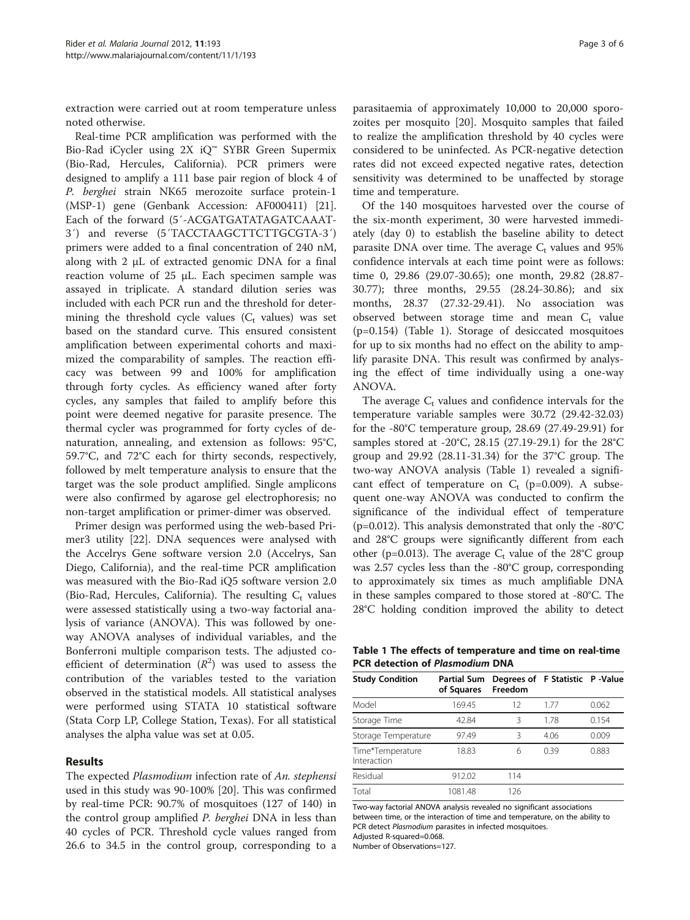extraction were carried out at room temperature unless noted otherwise.

Real-time PCR amplification was performed with the Bio-Rad iCycler using 2X iQ™ SYBR Green Supermix (Bio-Rad, Hercules, California). PCR primers were designed to amplify a 111 base pair region of block 4 of *P. berghei* strain NK65 merozoite surface protein-1 (MSP-1) gene (Genbank Accession: AF000411) [21]. Each of the forward (5′-ACGATGATATAGATCAAAT-3′) and reverse (5′TACCTAAGCTTCTTGCGTA-3′) primers were added to a final concentration of 240 nM, along with 2 μL of extracted genomic DNA for a final reaction volume of 25 μL. Each specimen sample was assayed in triplicate. A standard dilution series was included with each PCR run and the threshold for determining the threshold cycle values ($C_t$ values) was set based on the standard curve. This ensured consistent amplification between experimental cohorts and maximized the comparability of samples. The reaction efficacy was between 99 and 100% for amplification through forty cycles. As efficiency waned after forty cycles, any samples that failed to amplify before this point were deemed negative for parasite presence. The thermal cycler was programmed for forty cycles of denaturation, annealing, and extension as follows: 95°C, 59.7°C, and 72°C each for thirty seconds, respectively, followed by melt temperature analysis to ensure that the target was the sole product amplified. Single amplicons were also confirmed by agarose gel electrophoresis; no non-target amplification or primer-dimer was observed.

Primer design was performed using the web-based Primer3 utility [22]. DNA sequences were analysed with the Accelrys Gene software version 2.0 (Accelrys, San Diego, California), and the real-time PCR amplification was measured with the Bio-Rad iQ5 software version 2.0 (Bio-Rad, Hercules, California). The resulting $C_t$ values were assessed statistically using a two-way factorial analysis of variance (ANOVA). This was followed by one-way ANOVA analyses of individual variables, and the Bonferroni multiple comparison tests. The adjusted coefficient of determination ($R^2$) was used to assess the contribution of the variables tested to the variation observed in the statistical models. All statistical analyses were performed using STATA 10 statistical software (Stata Corp LP, College Station, Texas). For all statistical analyses the alpha value was set at 0.05.

## Results

The expected *Plasmodium* infection rate of *An. stephensi* used in this study was 90-100% [20]. This was confirmed by real-time PCR: 90.7% of mosquitoes (127 of 140) in the control group amplified *P. berghei* DNA in less than 40 cycles of PCR. Threshold cycle values ranged from 26.6 to 34.5 in the control group, corresponding to a parasitaemia of approximately 10,000 to 20,000 sporozoites per mosquito [20]. Mosquito samples that failed to realize the amplification threshold by 40 cycles were considered to be uninfected. As PCR-negative detection rates did not exceed expected negative rates, detection sensitivity was determined to be unaffected by storage time and temperature.

Of the 140 mosquitoes harvested over the course of the six-month experiment, 30 were harvested immediately (day 0) to establish the baseline ability to detect parasite DNA over time. The average $C_t$ values and 95% confidence intervals at each time point were as follows: time 0, 29.86 (29.07-30.65); one month, 29.82 (28.87-30.77); three months, 29.55 (28.24-30.86); and six months, 28.37 (27.32-29.41). No association was observed between storage time and mean $C_t$ value (p=0.154) (Table 1). Storage of desiccated mosquitoes for up to six months had no effect on the ability to amplify parasite DNA. This result was confirmed by analysing the effect of time individually using a one-way ANOVA.

The average $C_t$ values and confidence intervals for the temperature variable samples were 30.72 (29.42-32.03) for the -80°C temperature group, 28.69 (27.49-29.91) for samples stored at -20°C, 28.15 (27.19-29.1) for the 28°C group and 29.92 (28.11-31.34) for the 37°C group. The two-way ANOVA analysis (Table 1) revealed a significant effect of temperature on $C_t$ (p=0.009). A subsequent one-way ANOVA was conducted to confirm the significance of the individual effect of temperature (p=0.012). This analysis demonstrated that only the -80°C and 28°C groups were significantly different from each other (p=0.013). The average $C_t$ value of the 28°C group was 2.57 cycles less than the -80°C group, corresponding to approximately six times as much amplifiable DNA in these samples compared to those stored at -80°C. The 28°C holding condition improved the ability to detect

**Table 1 The effects of temperature and time on real-time PCR detection of *Plasmodium* DNA**

| Study Condition | Partial Sum of Squares | Degrees of Freedom | F Statistic | P -Value |
|---|---|---|---|---|
| Model | 169.45 | 12 | 1.77 | 0.062 |
| Storage Time | 42.84 | 3 | 1.78 | 0.154 |
| Storage Temperature | 97.49 | 3 | 4.06 | 0.009 |
| Time*Temperature Interaction | 18.83 | 6 | 0.39 | 0.883 |
| Residual | 912.02 | 114 | | |
| Total | 1081.48 | 126 | | |

Two-way factorial ANOVA analysis revealed no significant associations between time, or the interaction of time and temperature, on the ability to PCR detect *Plasmodium* parasites in infected mosquitoes.
Adjusted R-squared=0.068.
Number of Observations=127.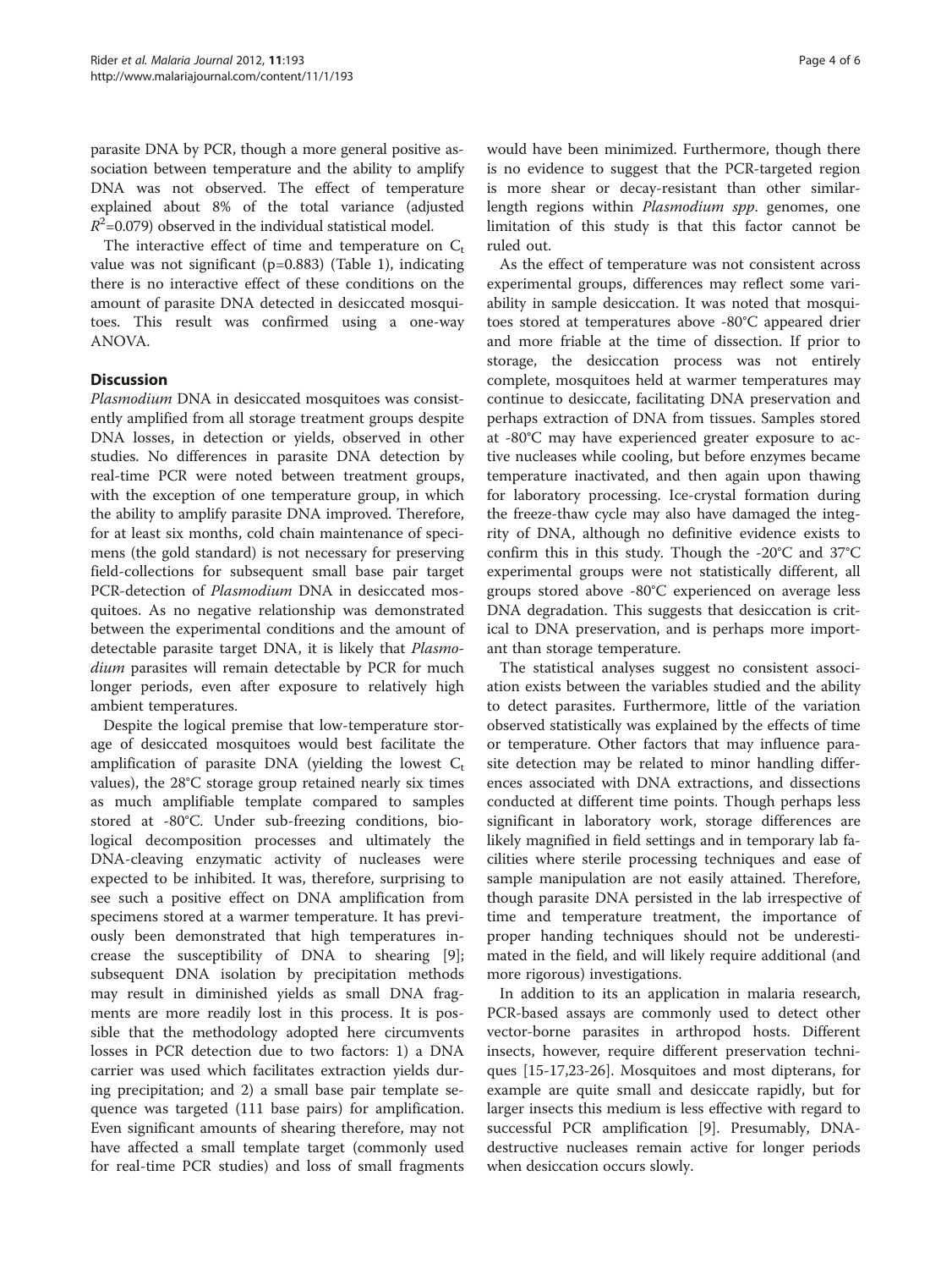parasite DNA by PCR, though a more general positive association between temperature and the ability to amplify DNA was not observed. The effect of temperature explained about 8% of the total variance (adjusted $R^2$=0.079) observed in the individual statistical model.

The interactive effect of time and temperature on $C_t$ value was not significant (p=0.883) (Table 1), indicating there is no interactive effect of these conditions on the amount of parasite DNA detected in desiccated mosquitoes. This result was confirmed using a one-way ANOVA.

## Discussion

*Plasmodium* DNA in desiccated mosquitoes was consistently amplified from all storage treatment groups despite DNA losses, in detection or yields, observed in other studies. No differences in parasite DNA detection by real-time PCR were noted between treatment groups, with the exception of one temperature group, in which the ability to amplify parasite DNA improved. Therefore, for at least six months, cold chain maintenance of specimens (the gold standard) is not necessary for preserving field-collections for subsequent small base pair target PCR-detection of *Plasmodium* DNA in desiccated mosquitoes. As no negative relationship was demonstrated between the experimental conditions and the amount of detectable parasite target DNA, it is likely that *Plasmodium* parasites will remain detectable by PCR for much longer periods, even after exposure to relatively high ambient temperatures.

Despite the logical premise that low-temperature storage of desiccated mosquitoes would best facilitate the amplification of parasite DNA (yielding the lowest $C_t$ values), the 28°C storage group retained nearly six times as much amplifiable template compared to samples stored at -80°C. Under sub-freezing conditions, biological decomposition processes and ultimately the DNA-cleaving enzymatic activity of nucleases were expected to be inhibited. It was, therefore, surprising to see such a positive effect on DNA amplification from specimens stored at a warmer temperature. It has previously been demonstrated that high temperatures increase the susceptibility of DNA to shearing [9]; subsequent DNA isolation by precipitation methods may result in diminished yields as small DNA fragments are more readily lost in this process. It is possible that the methodology adopted here circumvents losses in PCR detection due to two factors: 1) a DNA carrier was used which facilitates extraction yields during precipitation; and 2) a small base pair template sequence was targeted (111 base pairs) for amplification. Even significant amounts of shearing therefore, may not have affected a small template target (commonly used for real-time PCR studies) and loss of small fragments would have been minimized. Furthermore, though there is no evidence to suggest that the PCR-targeted region is more shear or decay-resistant than other similar-length regions within *Plasmodium spp*. genomes, one limitation of this study is that this factor cannot be ruled out.

As the effect of temperature was not consistent across experimental groups, differences may reflect some variability in sample desiccation. It was noted that mosquitoes stored at temperatures above -80°C appeared drier and more friable at the time of dissection. If prior to storage, the desiccation process was not entirely complete, mosquitoes held at warmer temperatures may continue to desiccate, facilitating DNA preservation and perhaps extraction of DNA from tissues. Samples stored at -80°C may have experienced greater exposure to active nucleases while cooling, but before enzymes became temperature inactivated, and then again upon thawing for laboratory processing. Ice-crystal formation during the freeze-thaw cycle may also have damaged the integrity of DNA, although no definitive evidence exists to confirm this in this study. Though the -20°C and 37°C experimental groups were not statistically different, all groups stored above -80°C experienced on average less DNA degradation. This suggests that desiccation is critical to DNA preservation, and is perhaps more important than storage temperature.

The statistical analyses suggest no consistent association exists between the variables studied and the ability to detect parasites. Furthermore, little of the variation observed statistically was explained by the effects of time or temperature. Other factors that may influence parasite detection may be related to minor handling differences associated with DNA extractions, and dissections conducted at different time points. Though perhaps less significant in laboratory work, storage differences are likely magnified in field settings and in temporary lab facilities where sterile processing techniques and ease of sample manipulation are not easily attained. Therefore, though parasite DNA persisted in the lab irrespective of time and temperature treatment, the importance of proper handing techniques should not be underestimated in the field, and will likely require additional (and more rigorous) investigations.

In addition to its an application in malaria research, PCR-based assays are commonly used to detect other vector-borne parasites in arthropod hosts. Different insects, however, require different preservation techniques [15-17,23-26]. Mosquitoes and most dipterans, for example are quite small and desiccate rapidly, but for larger insects this medium is less effective with regard to successful PCR amplification [9]. Presumably, DNA-destructive nucleases remain active for longer periods when desiccation occurs slowly.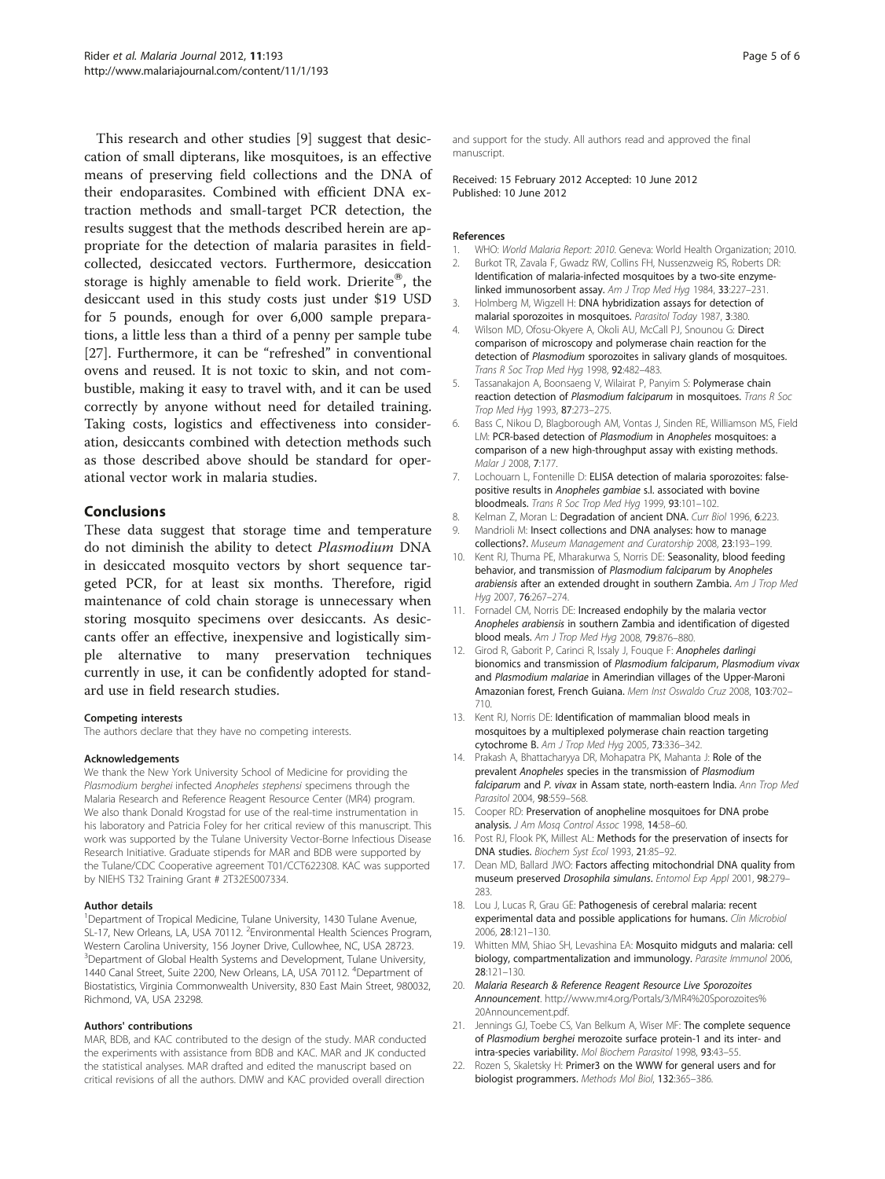This research and other studies [9] suggest that desiccation of small dipterans, like mosquitoes, is an effective means of preserving field collections and the DNA of their endoparasites. Combined with efficient DNA extraction methods and small-target PCR detection, the results suggest that the methods described herein are appropriate for the detection of malaria parasites in field-collected, desiccated vectors. Furthermore, desiccation storage is highly amenable to field work. Drierite®, the desiccant used in this study costs just under $19 USD for 5 pounds, enough for over 6,000 sample preparations, a little less than a third of a penny per sample tube [27]. Furthermore, it can be "refreshed" in conventional ovens and reused. It is not toxic to skin, and not combustible, making it easy to travel with, and it can be used correctly by anyone without need for detailed training. Taking costs, logistics and effectiveness into consideration, desiccants combined with detection methods such as those described above should be standard for operational vector work in malaria studies.

## Conclusions

These data suggest that storage time and temperature do not diminish the ability to detect *Plasmodium* DNA in desiccated mosquito vectors by short sequence targeted PCR, for at least six months. Therefore, rigid maintenance of cold chain storage is unnecessary when storing mosquito specimens over desiccants. As desiccants offer an effective, inexpensive and logistically simple alternative to many preservation techniques currently in use, it can be confidently adopted for standard use in field research studies.

#### Competing interests

The authors declare that they have no competing interests.

#### Acknowledgements

We thank the New York University School of Medicine for providing the *Plasmodium berghei* infected *Anopheles stephensi* specimens through the Malaria Research and Reference Reagent Resource Center (MR4) program. We also thank Donald Krogstad for use of the real-time instrumentation in his laboratory and Patricia Foley for her critical review of this manuscript. This work was supported by the Tulane University Vector-Borne Infectious Disease Research Initiative. Graduate stipends for MAR and BDB were supported by the Tulane/CDC Cooperative agreement T01/CCT622308. KAC was supported by NIEHS T32 Training Grant # 2T32ES007334.

#### Author details

[1]Department of Tropical Medicine, Tulane University, 1430 Tulane Avenue, SL-17, New Orleans, LA, USA 70112. [2]Environmental Health Sciences Program, Western Carolina University, 156 Joyner Drive, Cullowhee, NC, USA 28723. [3]Department of Global Health Systems and Development, Tulane University, 1440 Canal Street, Suite 2200, New Orleans, LA, USA 70112. [4]Department of Biostatistics, Virginia Commonwealth University, 830 East Main Street, 980032, Richmond, VA, USA 23298.

#### Authors' contributions

MAR, BDB, and KAC contributed to the design of the study. MAR conducted the experiments with assistance from BDB and KAC. MAR and JK conducted the statistical analyses. MAR drafted and edited the manuscript based on critical revisions of all the authors. DMW and KAC provided overall direction and support for the study. All authors read and approved the final manuscript.

Received: 15 February 2012 Accepted: 10 June 2012
Published: 10 June 2012

#### References

1. WHO: *World Malaria Report: 2010*. Geneva: World Health Organization; 2010.
2. Burkot TR, Zavala F, Gwadz RW, Collins FH, Nussenzweig RS, Roberts DR: **Identification of malaria-infected mosquitoes by a two-site enzyme-linked immunosorbent assay.** *Am J Trop Med Hyg* 1984, **33**:227–231.
3. Holmberg M, Wigzell H: **DNA hybridization assays for detection of malarial sporozoites in mosquitoes.** *Parasitol Today* 1987, **3**:380.
4. Wilson MD, Ofosu-Okyere A, Okoli AU, McCall PJ, Snounou G: **Direct comparison of microscopy and polymerase chain reaction for the detection of *Plasmodium* sporozoites in salivary glands of mosquitoes.** *Trans R Soc Trop Med Hyg* 1998, **92**:482–483.
5. Tassanakajon A, Boonsaeng V, Wilairat P, Panyim S: **Polymerase chain reaction detection of *Plasmodium falciparum* in mosquitoes.** *Trans R Soc Trop Med Hyg* 1993, **87**:273–275.
6. Bass C, Nikou D, Blagborough AM, Vontas J, Sinden RE, Williamson MS, Field LM: **PCR-based detection of *Plasmodium* in *Anopheles* mosquitoes: a comparison of a new high-throughput assay with existing methods.** *Malar J* 2008, **7**:177.
7. Lochouarn L, Fontenille D: **ELISA detection of malaria sporozoites: false-positive results in *Anopheles gambiae* s.l. associated with bovine bloodmeals.** *Trans R Soc Trop Med Hyg* 1999, **93**:101–102.
8. Kelman Z, Moran L: **Degradation of ancient DNA.** *Curr Biol* 1996, **6**:223.
9. Mandrioli M: **Insect collections and DNA analyses: how to manage collections?.** *Museum Management and Curatorship* 2008, **23**:193–199.
10. Kent RJ, Thuma PE, Mharakurwa S, Norris DE: **Seasonality, blood feeding behavior, and transmission of *Plasmodium falciparum* by *Anopheles arabiensis* after an extended drought in southern Zambia.** *Am J Trop Med Hyg* 2007, **76**:267–274.
11. Fornadel CM, Norris DE: **Increased endophily by the malaria vector *Anopheles arabiensis* in southern Zambia and identification of digested blood meals.** *Am J Trop Med Hyg* 2008, **79**:876–880.
12. Girod R, Gaborit P, Carinci R, Issaly J, Fouque F: ***Anopheles darlingi* bionomics and transmission of *Plasmodium falciparum*, *Plasmodium vivax* and *Plasmodium malariae* in Amerindian villages of the Upper-Maroni Amazonian forest, French Guiana.** *Mem Inst Oswaldo Cruz* 2008, **103**:702–710.
13. Kent RJ, Norris DE: **Identification of mammalian blood meals in mosquitoes by a multiplexed polymerase chain reaction targeting cytochrome B.** *Am J Trop Med Hyg* 2005, **73**:336–342.
14. Prakash A, Bhattacharyya DR, Mohapatra PK, Mahanta J: **Role of the prevalent *Anopheles* species in the transmission of *Plasmodium falciparum* and *P. vivax* in Assam state, north-eastern India.** *Ann Trop Med Parasitol* 2004, **98**:559–568.
15. Cooper RD: **Preservation of anopheline mosquitoes for DNA probe analysis.** *J Am Mosq Control Assoc* 1998, **14**:58–60.
16. Post RJ, Flook PK, Millest AL: **Methods for the preservation of insects for DNA studies.** *Biochem Syst Ecol* 1993, **21**:85–92.
17. Dean MD, Ballard JWO: **Factors affecting mitochondrial DNA quality from museum preserved *Drosophila simulans*.** *Entomol Exp Appl* 2001, **98**:279–283.
18. Lou J, Lucas R, Grau GE: **Pathogenesis of cerebral malaria: recent experimental data and possible applications for humans.** *Clin Microbiol* 2006, **28**:121–130.
19. Whitten MM, Shiao SH, Levashina EA: **Mosquito midguts and malaria: cell biology, compartmentalization and immunology.** *Parasite Immunol* 2006, **28**:121–130.
20. *Malaria Research & Reference Reagent Resource Live Sporozoites Announcement*. http://www.mr4.org/Portals/3/MR4%20Sporozoites%20Announcement.pdf.
21. Jennings GJ, Toebe CS, Van Belkum A, Wiser MF: **The complete sequence of *Plasmodium berghei* merozoite surface protein-1 and its inter- and intra-species variability.** *Mol Biochem Parasitol* 1998, **93**:43–55.
22. Rozen S, Skaletsky H: **Primer3 on the WWW for general users and for biologist programmers.** *Methods Mol Biol*, **132**:365–386.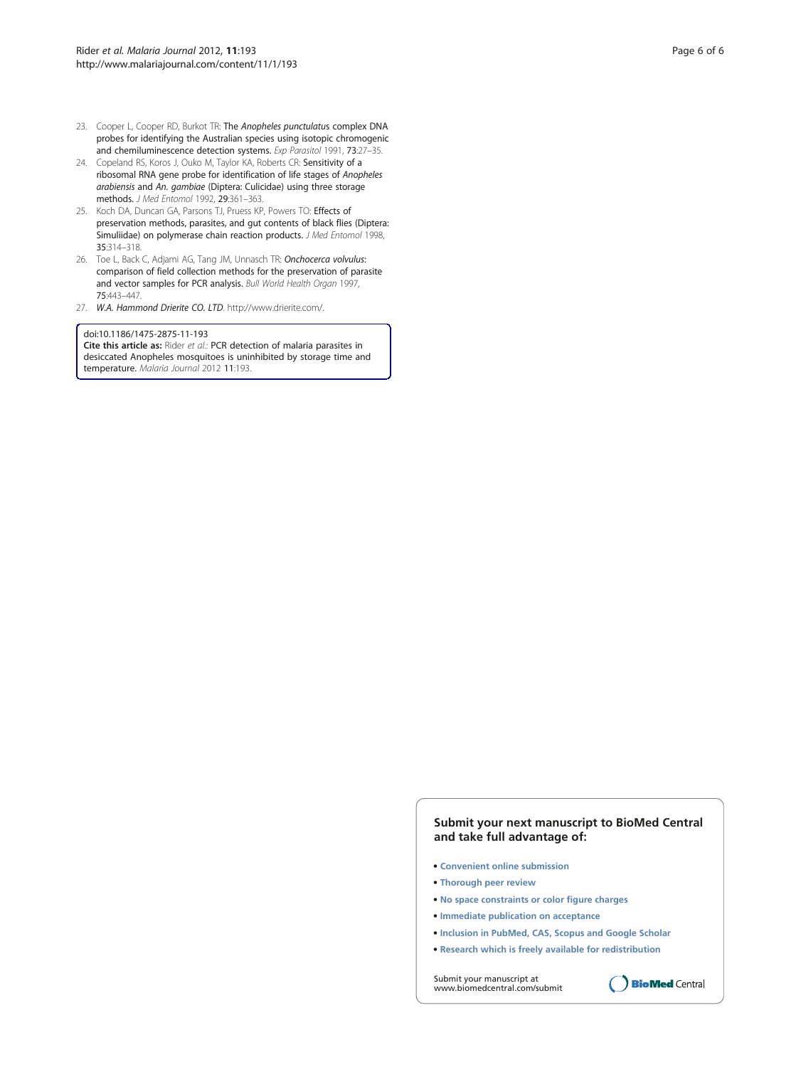23. Cooper L, Cooper RD, Burkot TR: **The *Anopheles punctulatus* complex DNA probes for identifying the Australian species using isotopic chromogenic and chemiluminescence detection systems.** *Exp Parasitol* 1991, **73**:27–35.
24. Copeland RS, Koros J, Ouko M, Taylor KA, Roberts CR: **Sensitivity of a ribosomal RNA gene probe for identification of life stages of *Anopheles arabiensis* and *An. gambiae* (Diptera: Culicidae) using three storage methods.** *J Med Entomol* 1992, **29**:361–363.
25. Koch DA, Duncan GA, Parsons TJ, Pruess KP, Powers TO: **Effects of preservation methods, parasites, and gut contents of black flies (Diptera: Simuliidae) on polymerase chain reaction products.** *J Med Entomol* 1998, **35**:314–318.
26. Toe L, Back C, Adjami AG, Tang JM, Unnasch TR: ***Onchocerca volvulus*: comparison of field collection methods for the preservation of parasite and vector samples for PCR analysis.** *Bull World Health Organ* 1997, **75**:443–447.
27. ***W.A. Hammond Drierite CO. LTD***. http://www.drierite.com/.

doi:10.1186/1475-2875-11-193
**Cite this article as:** Rider *et al.*: PCR detection of malaria parasites in desiccated Anopheles mosquitoes is uninhibited by storage time and temperature. *Malaria Journal* 2012 **11**:193.

**Submit your next manuscript to BioMed Central and take full advantage of:**

- **Convenient online submission**
- **Thorough peer review**
- **No space constraints or color figure charges**
- **Immediate publication on acceptance**
- **Inclusion in PubMed, CAS, Scopus and Google Scholar**
- **Research which is freely available for redistribution**

Submit your manuscript at
www.biomedcentral.com/submit

BioMed Central